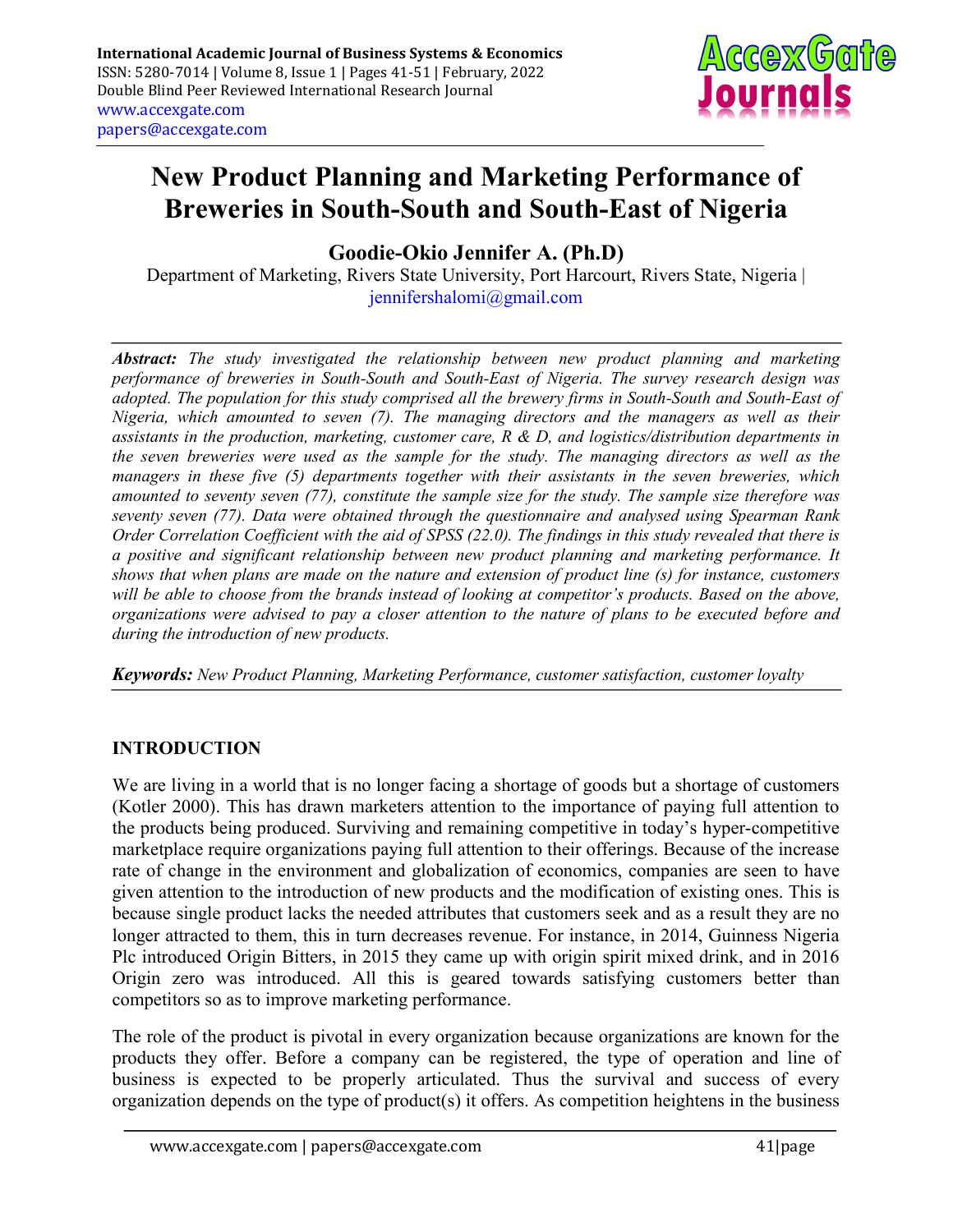# New Product Planning and Marketing Performance of Breweries in South-South and South-East of Nigeria

**Goodie-Okio Jennifer A. (Ph.D)**

Department of Marketing, Rivers State University, Port Harcourt, Rivers State, Nigeria | jennifershalomi@gmail.com

---

***Abstract:*** *The study investigated the relationship between new product planning and marketing performance of breweries in South-South and South-East of Nigeria. The survey research design was adopted. The population for this study comprised all the brewery firms in South-South and South-East of Nigeria, which amounted to seven (7). The managing directors and the managers as well as their assistants in the production, marketing, customer care, R & D, and logistics/distribution departments in the seven breweries were used as the sample for the study. The managing directors as well as the managers in these five (5) departments together with their assistants in the seven breweries, which amounted to seventy seven (77), constitute the sample size for the study. The sample size therefore was seventy seven (77). Data were obtained through the questionnaire and analysed using Spearman Rank Order Correlation Coefficient with the aid of SPSS (22.0). The findings in this study revealed that there is a positive and significant relationship between new product planning and marketing performance. It shows that when plans are made on the nature and extension of product line (s) for instance, customers will be able to choose from the brands instead of looking at competitor's products. Based on the above, organizations were advised to pay a closer attention to the nature of plans to be executed before and during the introduction of new products.*

***Keywords:*** *New Product Planning, Marketing Performance, customer satisfaction, customer loyalty*

---

## INTRODUCTION

We are living in a world that is no longer facing a shortage of goods but a shortage of customers (Kotler 2000). This has drawn marketers attention to the importance of paying full attention to the products being produced. Surviving and remaining competitive in today's hyper-competitive marketplace require organizations paying full attention to their offerings. Because of the increase rate of change in the environment and globalization of economics, companies are seen to have given attention to the introduction of new products and the modification of existing ones. This is because single product lacks the needed attributes that customers seek and as a result they are no longer attracted to them, this in turn decreases revenue. For instance, in 2014, Guinness Nigeria Plc introduced Origin Bitters, in 2015 they came up with origin spirit mixed drink, and in 2016 Origin zero was introduced. All this is geared towards satisfying customers better than competitors so as to improve marketing performance.

The role of the product is pivotal in every organization because organizations are known for the products they offer. Before a company can be registered, the type of operation and line of business is expected to be properly articulated. Thus the survival and success of every organization depends on the type of product(s) it offers. As competition heightens in the business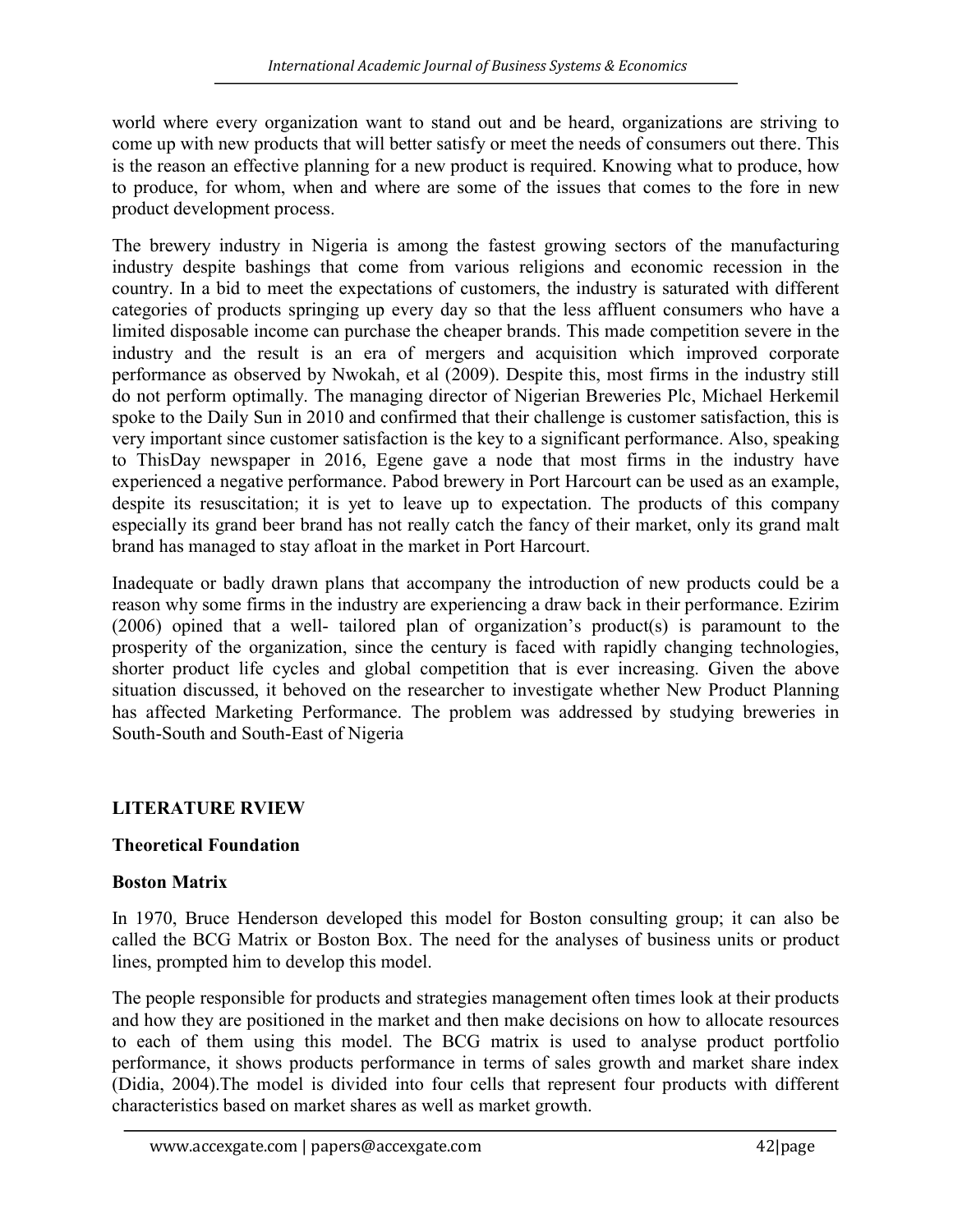world where every organization want to stand out and be heard, organizations are striving to come up with new products that will better satisfy or meet the needs of consumers out there. This is the reason an effective planning for a new product is required. Knowing what to produce, how to produce, for whom, when and where are some of the issues that comes to the fore in new product development process.

The brewery industry in Nigeria is among the fastest growing sectors of the manufacturing industry despite bashings that come from various religions and economic recession in the country. In a bid to meet the expectations of customers, the industry is saturated with different categories of products springing up every day so that the less affluent consumers who have a limited disposable income can purchase the cheaper brands. This made competition severe in the industry and the result is an era of mergers and acquisition which improved corporate performance as observed by Nwokah, et al (2009). Despite this, most firms in the industry still do not perform optimally. The managing director of Nigerian Breweries Plc, Michael Herkemil spoke to the Daily Sun in 2010 and confirmed that their challenge is customer satisfaction, this is very important since customer satisfaction is the key to a significant performance. Also, speaking to ThisDay newspaper in 2016, Egene gave a node that most firms in the industry have experienced a negative performance. Pabod brewery in Port Harcourt can be used as an example, despite its resuscitation; it is yet to leave up to expectation. The products of this company especially its grand beer brand has not really catch the fancy of their market, only its grand malt brand has managed to stay afloat in the market in Port Harcourt.

Inadequate or badly drawn plans that accompany the introduction of new products could be a reason why some firms in the industry are experiencing a draw back in their performance. Ezirim (2006) opined that a well- tailored plan of organization's product(s) is paramount to the prosperity of the organization, since the century is faced with rapidly changing technologies, shorter product life cycles and global competition that is ever increasing. Given the above situation discussed, it behoved on the researcher to investigate whether New Product Planning has affected Marketing Performance. The problem was addressed by studying breweries in South-South and South-East of Nigeria

## LITERATURE RVIEW

### Theoretical Foundation

### Boston Matrix

In 1970, Bruce Henderson developed this model for Boston consulting group; it can also be called the BCG Matrix or Boston Box. The need for the analyses of business units or product lines, prompted him to develop this model.

The people responsible for products and strategies management often times look at their products and how they are positioned in the market and then make decisions on how to allocate resources to each of them using this model. The BCG matrix is used to analyse product portfolio performance, it shows products performance in terms of sales growth and market share index (Didia, 2004).The model is divided into four cells that represent four products with different characteristics based on market shares as well as market growth.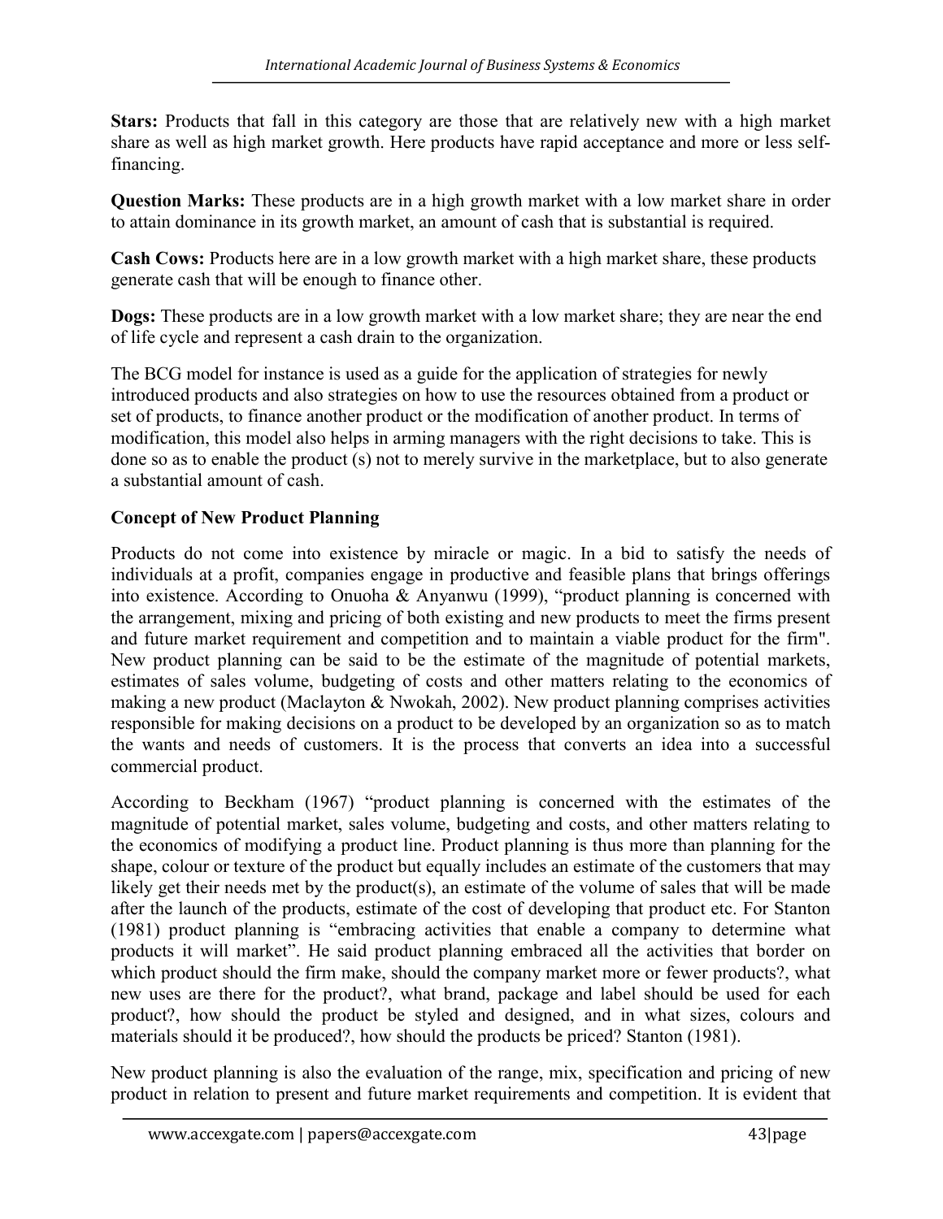**Stars:** Products that fall in this category are those that are relatively new with a high market share as well as high market growth. Here products have rapid acceptance and more or less self-financing.

**Question Marks:** These products are in a high growth market with a low market share in order to attain dominance in its growth market, an amount of cash that is substantial is required.

**Cash Cows:** Products here are in a low growth market with a high market share, these products generate cash that will be enough to finance other.

**Dogs:** These products are in a low growth market with a low market share; they are near the end of life cycle and represent a cash drain to the organization.

The BCG model for instance is used as a guide for the application of strategies for newly introduced products and also strategies on how to use the resources obtained from a product or set of products, to finance another product or the modification of another product. In terms of modification, this model also helps in arming managers with the right decisions to take. This is done so as to enable the product (s) not to merely survive in the marketplace, but to also generate a substantial amount of cash.

**Concept of New Product Planning**

Products do not come into existence by miracle or magic. In a bid to satisfy the needs of individuals at a profit, companies engage in productive and feasible plans that brings offerings into existence. According to Onuoha & Anyanwu (1999), "product planning is concerned with the arrangement, mixing and pricing of both existing and new products to meet the firms present and future market requirement and competition and to maintain a viable product for the firm". New product planning can be said to be the estimate of the magnitude of potential markets, estimates of sales volume, budgeting of costs and other matters relating to the economics of making a new product (Maclayton & Nwokah, 2002). New product planning comprises activities responsible for making decisions on a product to be developed by an organization so as to match the wants and needs of customers. It is the process that converts an idea into a successful commercial product.

According to Beckham (1967) "product planning is concerned with the estimates of the magnitude of potential market, sales volume, budgeting and costs, and other matters relating to the economics of modifying a product line. Product planning is thus more than planning for the shape, colour or texture of the product but equally includes an estimate of the customers that may likely get their needs met by the product(s), an estimate of the volume of sales that will be made after the launch of the products, estimate of the cost of developing that product etc. For Stanton (1981) product planning is "embracing activities that enable a company to determine what products it will market". He said product planning embraced all the activities that border on which product should the firm make, should the company market more or fewer products?, what new uses are there for the product?, what brand, package and label should be used for each product?, how should the product be styled and designed, and in what sizes, colours and materials should it be produced?, how should the products be priced? Stanton (1981).

New product planning is also the evaluation of the range, mix, specification and pricing of new product in relation to present and future market requirements and competition. It is evident that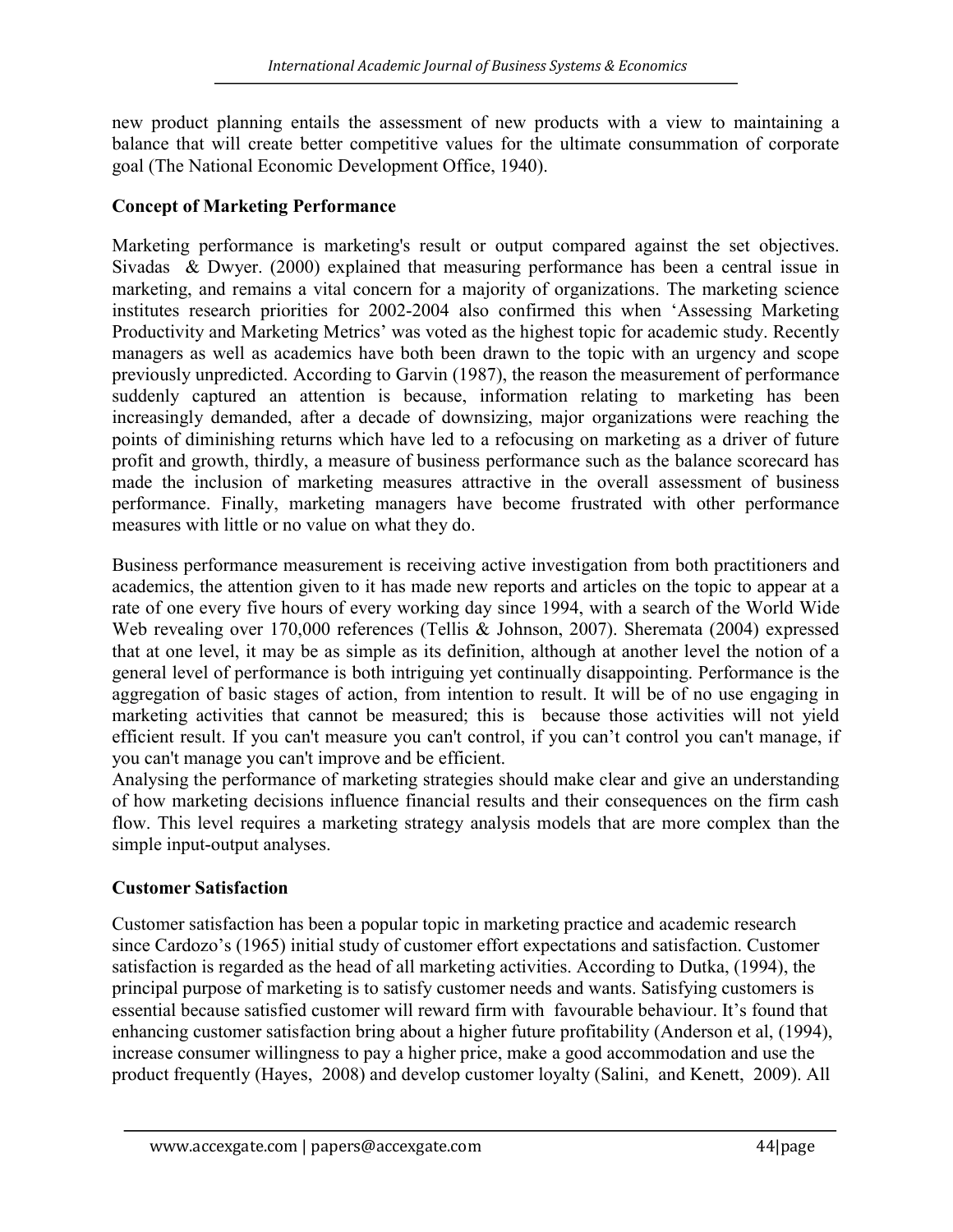new product planning entails the assessment of new products with a view to maintaining a balance that will create better competitive values for the ultimate consummation of corporate goal (The National Economic Development Office, 1940).

**Concept of Marketing Performance**

Marketing performance is marketing's result or output compared against the set objectives. Sivadas & Dwyer. (2000) explained that measuring performance has been a central issue in marketing, and remains a vital concern for a majority of organizations. The marketing science institutes research priorities for 2002-2004 also confirmed this when 'Assessing Marketing Productivity and Marketing Metrics' was voted as the highest topic for academic study. Recently managers as well as academics have both been drawn to the topic with an urgency and scope previously unpredicted. According to Garvin (1987), the reason the measurement of performance suddenly captured an attention is because, information relating to marketing has been increasingly demanded, after a decade of downsizing, major organizations were reaching the points of diminishing returns which have led to a refocusing on marketing as a driver of future profit and growth, thirdly, a measure of business performance such as the balance scorecard has made the inclusion of marketing measures attractive in the overall assessment of business performance. Finally, marketing managers have become frustrated with other performance measures with little or no value on what they do.

Business performance measurement is receiving active investigation from both practitioners and academics, the attention given to it has made new reports and articles on the topic to appear at a rate of one every five hours of every working day since 1994, with a search of the World Wide Web revealing over 170,000 references (Tellis & Johnson, 2007). Sheremata (2004) expressed that at one level, it may be as simple as its definition, although at another level the notion of a general level of performance is both intriguing yet continually disappointing. Performance is the aggregation of basic stages of action, from intention to result. It will be of no use engaging in marketing activities that cannot be measured; this is because those activities will not yield efficient result. If you can't measure you can't control, if you can't control you can't manage, if you can't manage you can't improve and be efficient.

Analysing the performance of marketing strategies should make clear and give an understanding of how marketing decisions influence financial results and their consequences on the firm cash flow. This level requires a marketing strategy analysis models that are more complex than the simple input-output analyses.

**Customer Satisfaction**

Customer satisfaction has been a popular topic in marketing practice and academic research since Cardozo's (1965) initial study of customer effort expectations and satisfaction. Customer satisfaction is regarded as the head of all marketing activities. According to Dutka, (1994), the principal purpose of marketing is to satisfy customer needs and wants. Satisfying customers is essential because satisfied customer will reward firm with favourable behaviour. It's found that enhancing customer satisfaction bring about a higher future profitability (Anderson et al, (1994), increase consumer willingness to pay a higher price, make a good accommodation and use the product frequently (Hayes, 2008) and develop customer loyalty (Salini, and Kenett, 2009). All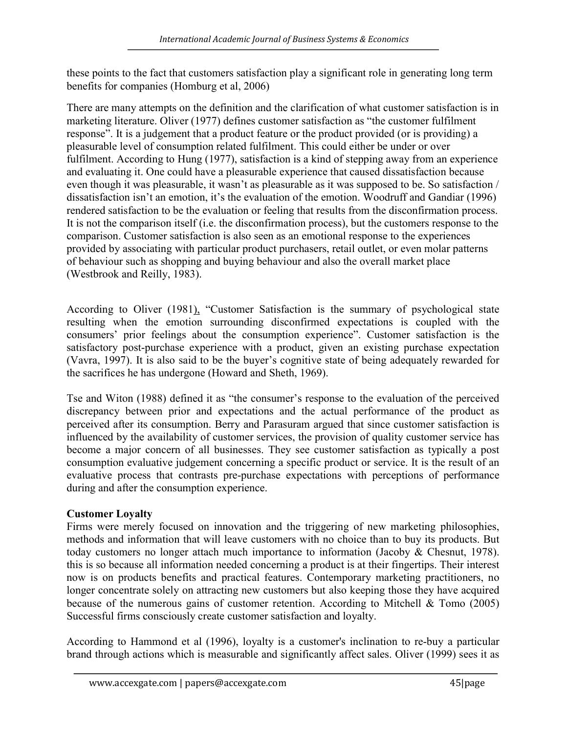these points to the fact that customers satisfaction play a significant role in generating long term benefits for companies (Homburg et al, 2006)

There are many attempts on the definition and the clarification of what customer satisfaction is in marketing literature. Oliver (1977) defines customer satisfaction as "the customer fulfilment response". It is a judgement that a product feature or the product provided (or is providing) a pleasurable level of consumption related fulfilment. This could either be under or over fulfilment. According to Hung (1977), satisfaction is a kind of stepping away from an experience and evaluating it. One could have a pleasurable experience that caused dissatisfaction because even though it was pleasurable, it wasn't as pleasurable as it was supposed to be. So satisfaction / dissatisfaction isn't an emotion, it's the evaluation of the emotion. Woodruff and Gandiar (1996) rendered satisfaction to be the evaluation or feeling that results from the disconfirmation process. It is not the comparison itself (i.e. the disconfirmation process), but the customers response to the comparison. Customer satisfaction is also seen as an emotional response to the experiences provided by associating with particular product purchasers, retail outlet, or even molar patterns of behaviour such as shopping and buying behaviour and also the overall market place (Westbrook and Reilly, 1983).

According to Oliver (1981), "Customer Satisfaction is the summary of psychological state resulting when the emotion surrounding disconfirmed expectations is coupled with the consumers' prior feelings about the consumption experience". Customer satisfaction is the satisfactory post-purchase experience with a product, given an existing purchase expectation (Vavra, 1997). It is also said to be the buyer's cognitive state of being adequately rewarded for the sacrifices he has undergone (Howard and Sheth, 1969).

Tse and Witon (1988) defined it as "the consumer's response to the evaluation of the perceived discrepancy between prior and expectations and the actual performance of the product as perceived after its consumption. Berry and Parasuram argued that since customer satisfaction is influenced by the availability of customer services, the provision of quality customer service has become a major concern of all businesses. They see customer satisfaction as typically a post consumption evaluative judgement concerning a specific product or service. It is the result of an evaluative process that contrasts pre-purchase expectations with perceptions of performance during and after the consumption experience.

**Customer Loyalty**

Firms were merely focused on innovation and the triggering of new marketing philosophies, methods and information that will leave customers with no choice than to buy its products. But today customers no longer attach much importance to information (Jacoby & Chesnut, 1978). this is so because all information needed concerning a product is at their fingertips. Their interest now is on products benefits and practical features. Contemporary marketing practitioners, no longer concentrate solely on attracting new customers but also keeping those they have acquired because of the numerous gains of customer retention. According to Mitchell & Tomo (2005) Successful firms consciously create customer satisfaction and loyalty.

According to Hammond et al (1996), loyalty is a customer's inclination to re-buy a particular brand through actions which is measurable and significantly affect sales. Oliver (1999) sees it as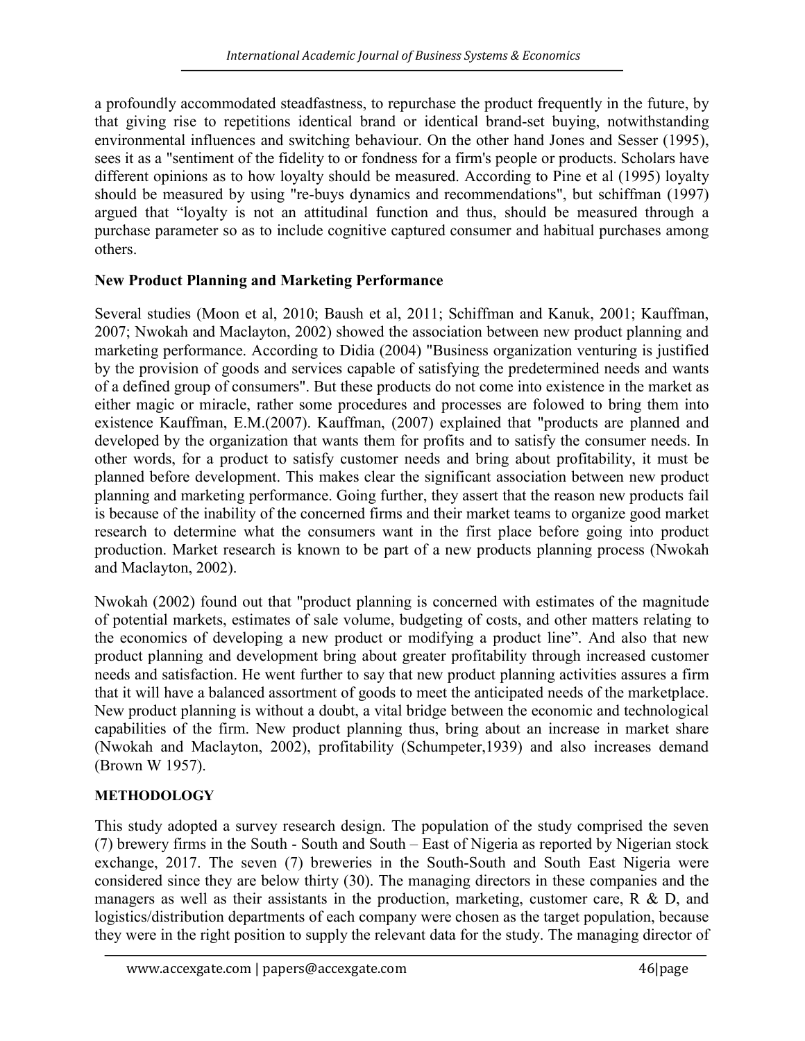a profoundly accommodated steadfastness, to repurchase the product frequently in the future, by that giving rise to repetitions identical brand or identical brand-set buying, notwithstanding environmental influences and switching behaviour. On the other hand Jones and Sesser (1995), sees it as a "sentiment of the fidelity to or fondness for a firm's people or products. Scholars have different opinions as to how loyalty should be measured. According to Pine et al (1995) loyalty should be measured by using "re-buys dynamics and recommendations", but schiffman (1997) argued that "loyalty is not an attitudinal function and thus, should be measured through a purchase parameter so as to include cognitive captured consumer and habitual purchases among others.

**New Product Planning and Marketing Performance**

Several studies (Moon et al, 2010; Baush et al, 2011; Schiffman and Kanuk, 2001; Kauffman, 2007; Nwokah and Maclayton, 2002) showed the association between new product planning and marketing performance. According to Didia (2004) "Business organization venturing is justified by the provision of goods and services capable of satisfying the predetermined needs and wants of a defined group of consumers". But these products do not come into existence in the market as either magic or miracle, rather some procedures and processes are folowed to bring them into existence Kauffman, E.M.(2007). Kauffman, (2007) explained that "products are planned and developed by the organization that wants them for profits and to satisfy the consumer needs. In other words, for a product to satisfy customer needs and bring about profitability, it must be planned before development. This makes clear the significant association between new product planning and marketing performance. Going further, they assert that the reason new products fail is because of the inability of the concerned firms and their market teams to organize good market research to determine what the consumers want in the first place before going into product production. Market research is known to be part of a new products planning process (Nwokah and Maclayton, 2002).

Nwokah (2002) found out that "product planning is concerned with estimates of the magnitude of potential markets, estimates of sale volume, budgeting of costs, and other matters relating to the economics of developing a new product or modifying a product line". And also that new product planning and development bring about greater profitability through increased customer needs and satisfaction. He went further to say that new product planning activities assures a firm that it will have a balanced assortment of goods to meet the anticipated needs of the marketplace. New product planning is without a doubt, a vital bridge between the economic and technological capabilities of the firm. New product planning thus, bring about an increase in market share (Nwokah and Maclayton, 2002), profitability (Schumpeter,1939) and also increases demand (Brown W 1957).

**METHODOLOGY**

This study adopted a survey research design. The population of the study comprised the seven (7) brewery firms in the South - South and South – East of Nigeria as reported by Nigerian stock exchange, 2017. The seven (7) breweries in the South-South and South East Nigeria were considered since they are below thirty (30). The managing directors in these companies and the managers as well as their assistants in the production, marketing, customer care, R & D, and logistics/distribution departments of each company were chosen as the target population, because they were in the right position to supply the relevant data for the study. The managing director of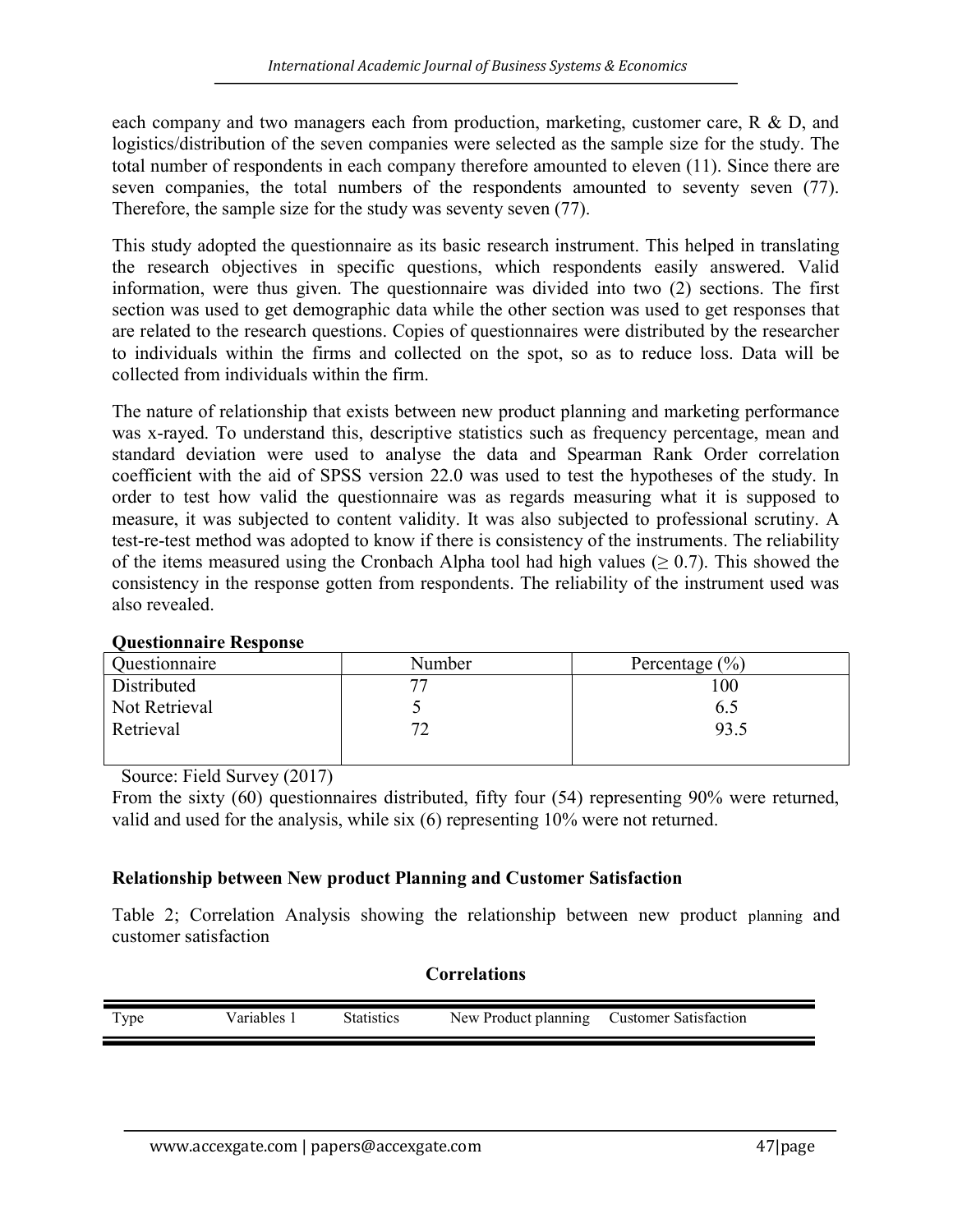each company and two managers each from production, marketing, customer care, R & D, and logistics/distribution of the seven companies were selected as the sample size for the study. The total number of respondents in each company therefore amounted to eleven (11). Since there are seven companies, the total numbers of the respondents amounted to seventy seven (77). Therefore, the sample size for the study was seventy seven (77).

This study adopted the questionnaire as its basic research instrument. This helped in translating the research objectives in specific questions, which respondents easily answered. Valid information, were thus given. The questionnaire was divided into two (2) sections. The first section was used to get demographic data while the other section was used to get responses that are related to the research questions. Copies of questionnaires were distributed by the researcher to individuals within the firms and collected on the spot, so as to reduce loss. Data will be collected from individuals within the firm.

The nature of relationship that exists between new product planning and marketing performance was x-rayed. To understand this, descriptive statistics such as frequency percentage, mean and standard deviation were used to analyse the data and Spearman Rank Order correlation coefficient with the aid of SPSS version 22.0 was used to test the hypotheses of the study. In order to test how valid the questionnaire was as regards measuring what it is supposed to measure, it was subjected to content validity. It was also subjected to professional scrutiny. A test-re-test method was adopted to know if there is consistency of the instruments. The reliability of the items measured using the Cronbach Alpha tool had high values ($\geq 0.7$). This showed the consistency in the response gotten from respondents. The reliability of the instrument used was also revealed.

**Questionnaire Response**

| Questionnaire | Number | Percentage (%) |
|---|---|---|
| Distributed | 77 | 100 |
| Not Retrieval | 5 | 6.5 |
| Retrieval | 72 | 93.5 |

Source: Field Survey (2017)

From the sixty (60) questionnaires distributed, fifty four (54) representing 90% were returned, valid and used for the analysis, while six (6) representing 10% were not returned.

**Relationship between New product Planning and Customer Satisfaction**

Table 2; Correlation Analysis showing the relationship between new product planning and customer satisfaction

**Correlations**

| Type | Variables 1 | Statistics | New Product planning | Customer Satisfaction |
|---|---|---|---|---|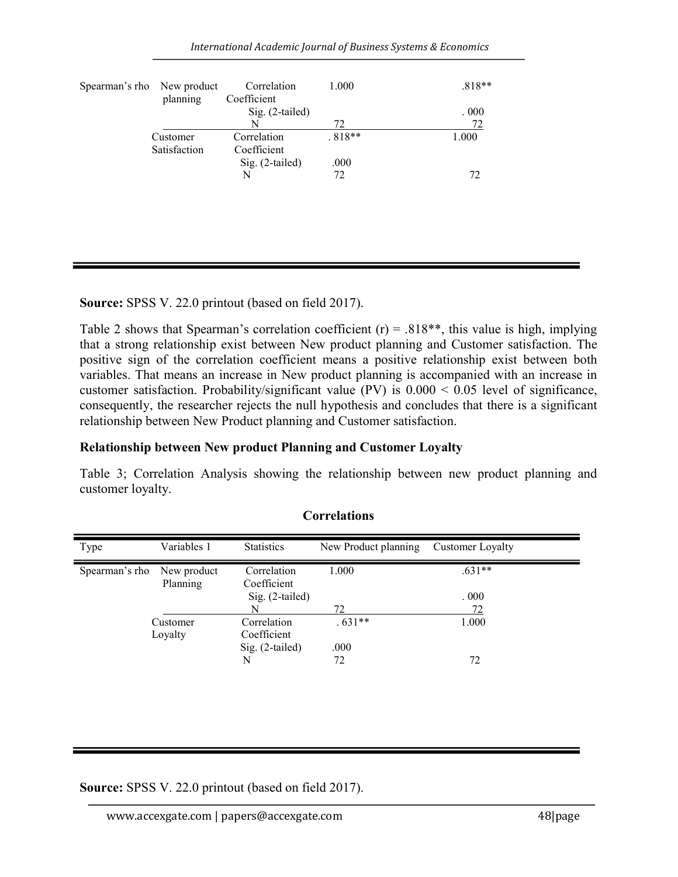| | | | | |
|---|---|---|---|---|
| Spearman's rho | New product planning | Correlation Coefficient | 1.000 | .818** |
| | | Sig. (2-tailed) | | . 000 |
| | | N | 72 | 72 |
| | Customer Satisfaction | Correlation Coefficient | . 818** | 1.000 |
| | | Sig. (2-tailed) | .000 | |
| | | N | 72 | 72 |

**Source:** SPSS V. 22.0 printout (based on field 2017).

Table 2 shows that Spearman's correlation coefficient (r) = .818**, this value is high, implying that a strong relationship exist between New product planning and Customer satisfaction. The positive sign of the correlation coefficient means a positive relationship exist between both variables. That means an increase in New product planning is accompanied with an increase in customer satisfaction. Probability/significant value (PV) is 0.000 < 0.05 level of significance, consequently, the researcher rejects the null hypothesis and concludes that there is a significant relationship between New Product planning and Customer satisfaction.

### Relationship between New product Planning and Customer Loyalty

Table 3; Correlation Analysis showing the relationship between new product planning and customer loyalty.

**Correlations**

| Type | Variables 1 | Statistics | New Product planning | Customer Loyalty |
|---|---|---|---|---|
| Spearman's rho | New product Planning | Correlation Coefficient | 1.000 | .631** |
| | | Sig. (2-tailed) | | . 000 |
| | | N | 72 | 72 |
| | Customer Loyalty | Correlation Coefficient | . 631** | 1.000 |
| | | Sig. (2-tailed) | .000 | |
| | | N | 72 | 72 |

**Source:** SPSS V. 22.0 printout (based on field 2017).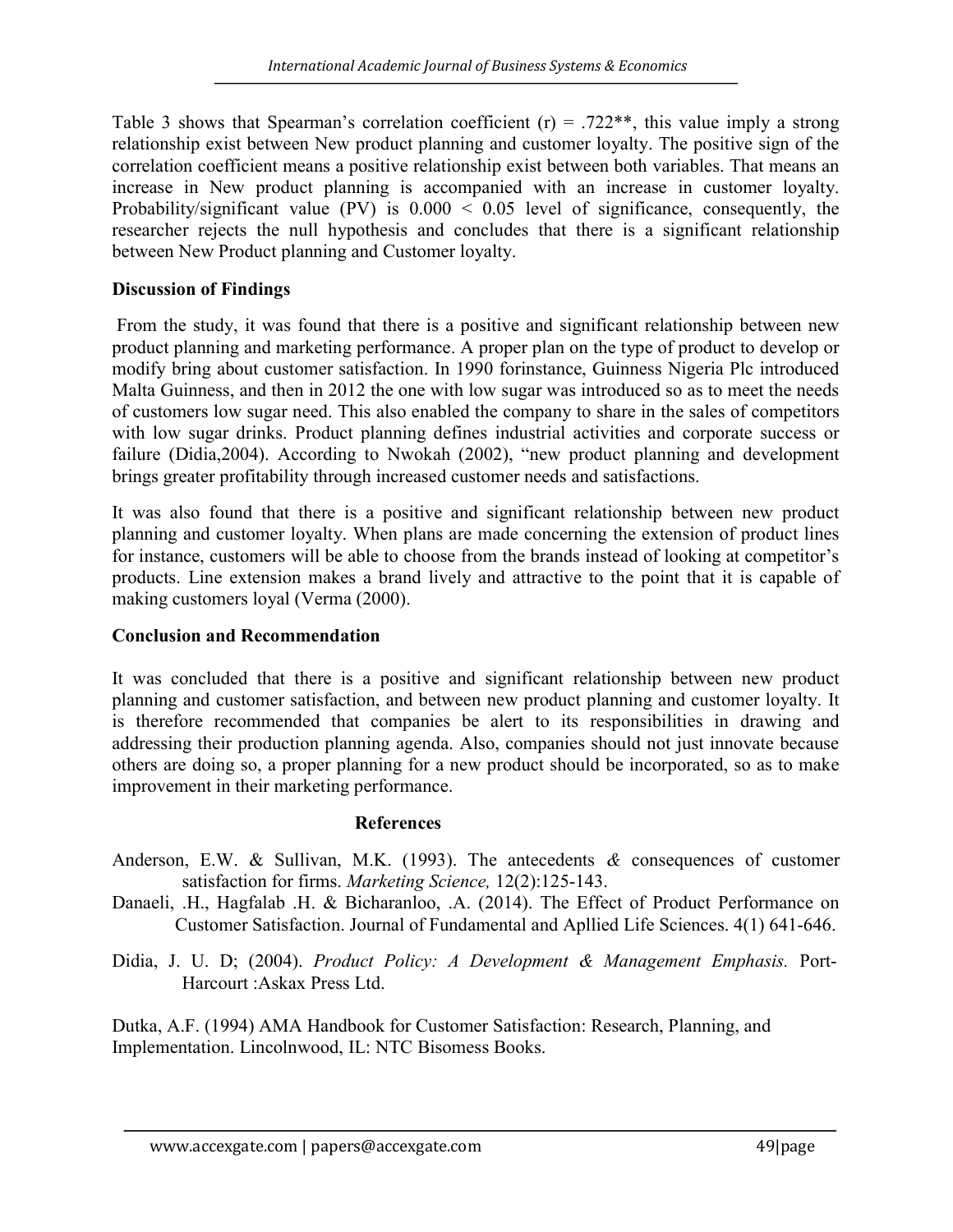Table 3 shows that Spearman's correlation coefficient (r) = .722**, this value imply a strong relationship exist between New product planning and customer loyalty. The positive sign of the correlation coefficient means a positive relationship exist between both variables. That means an increase in New product planning is accompanied with an increase in customer loyalty. Probability/significant value (PV) is 0.000 < 0.05 level of significance, consequently, the researcher rejects the null hypothesis and concludes that there is a significant relationship between New Product planning and Customer loyalty.

**Discussion of Findings**

From the study, it was found that there is a positive and significant relationship between new product planning and marketing performance. A proper plan on the type of product to develop or modify bring about customer satisfaction. In 1990 forinstance, Guinness Nigeria Plc introduced Malta Guinness, and then in 2012 the one with low sugar was introduced so as to meet the needs of customers low sugar need. This also enabled the company to share in the sales of competitors with low sugar drinks. Product planning defines industrial activities and corporate success or failure (Didia,2004). According to Nwokah (2002), "new product planning and development brings greater profitability through increased customer needs and satisfactions.

It was also found that there is a positive and significant relationship between new product planning and customer loyalty. When plans are made concerning the extension of product lines for instance, customers will be able to choose from the brands instead of looking at competitor's products. Line extension makes a brand lively and attractive to the point that it is capable of making customers loyal (Verma (2000).

**Conclusion and Recommendation**

It was concluded that there is a positive and significant relationship between new product planning and customer satisfaction, and between new product planning and customer loyalty. It is therefore recommended that companies be alert to its responsibilities in drawing and addressing their production planning agenda. Also, companies should not just innovate because others are doing so, a proper planning for a new product should be incorporated, so as to make improvement in their marketing performance.

**References**

Anderson, E.W. & Sullivan, M.K. (1993). The antecedents *&* consequences of customer satisfaction for firms. *Marketing Science,* 12(2):125-143.

Danaeli, .H., Hagfalab .H. & Bicharanloo, .A. (2014). The Effect of Product Performance on Customer Satisfaction. Journal of Fundamental and Apllied Life Sciences. 4(1) 641-646.

Didia, J. U. D; (2004). *Product Policy: A Development & Management Emphasis.* Port-Harcourt :Askax Press Ltd.

Dutka, A.F. (1994) AMA Handbook for Customer Satisfaction: Research, Planning, and Implementation. Lincolnwood, IL: NTC Bisomess Books.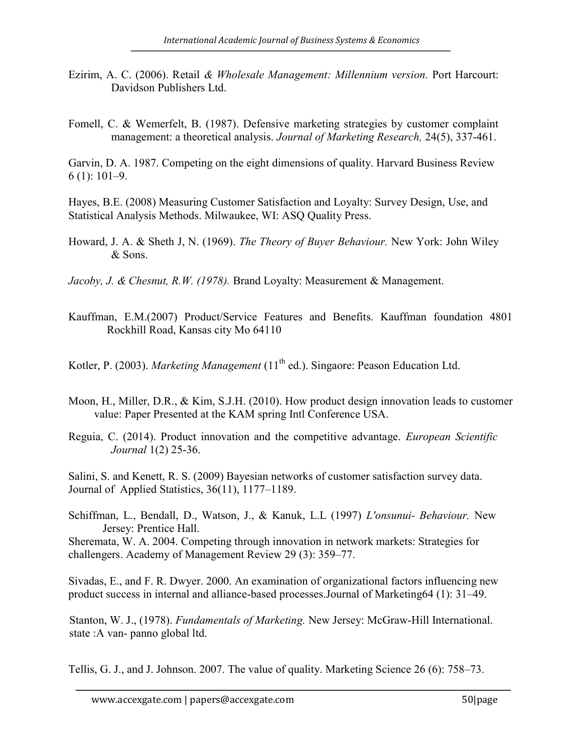Ezirim, A. C. (2006). Retail *& Wholesale Management: Millennium version.* Port Harcourt: Davidson Publishers Ltd.

Fomell, C. & Wemerfelt, B. (1987). Defensive marketing strategies by customer complaint management: a theoretical analysis. *Journal of Marketing Research,* 24(5), 337-461.

Garvin, D. A. 1987. Competing on the eight dimensions of quality. Harvard Business Review 6 (1): 101–9.

Hayes, B.E. (2008) Measuring Customer Satisfaction and Loyalty: Survey Design, Use, and Statistical Analysis Methods. Milwaukee, WI: ASQ Quality Press.

Howard, J. A. & Sheth J, N. (1969). *The Theory of Buyer Behaviour.* New York: John Wiley & Sons.

*Jacoby, J. & Chesnut, R.W. (1978).* Brand Loyalty: Measurement & Management.

Kauffman, E.M.(2007) Product/Service Features and Benefits. Kauffman foundation 4801 Rockhill Road, Kansas city Mo 64110

Kotler, P. (2003). *Marketing Management* (11th ed.). Singaore: Peason Education Ltd.

Moon, H., Miller, D.R., & Kim, S.J.H. (2010). How product design innovation leads to customer value: Paper Presented at the KAM spring Intl Conference USA.

Reguia, C. (2014). Product innovation and the competitive advantage. *European Scientific Journal* 1(2) 25-36.

Salini, S. and Kenett, R. S. (2009) Bayesian networks of customer satisfaction survey data. Journal of Applied Statistics, 36(11), 1177–1189.

Schiffman, L., Bendall, D., Watson, J., & Kanuk, L.L (1997) *L'onsunui- Behaviour.* New Jersey: Prentice Hall.

Sheremata, W. A. 2004. Competing through innovation in network markets: Strategies for challengers. Academy of Management Review 29 (3): 359–77.

Sivadas, E., and F. R. Dwyer. 2000. An examination of organizational factors influencing new product success in internal and alliance-based processes.Journal of Marketing64 (1): 31–49.

Stanton, W. J., (1978). *Fundamentals of Marketing.* New Jersey: McGraw-Hill International. state :A van- panno global ltd.

Tellis, G. J., and J. Johnson. 2007. The value of quality. Marketing Science 26 (6): 758–73.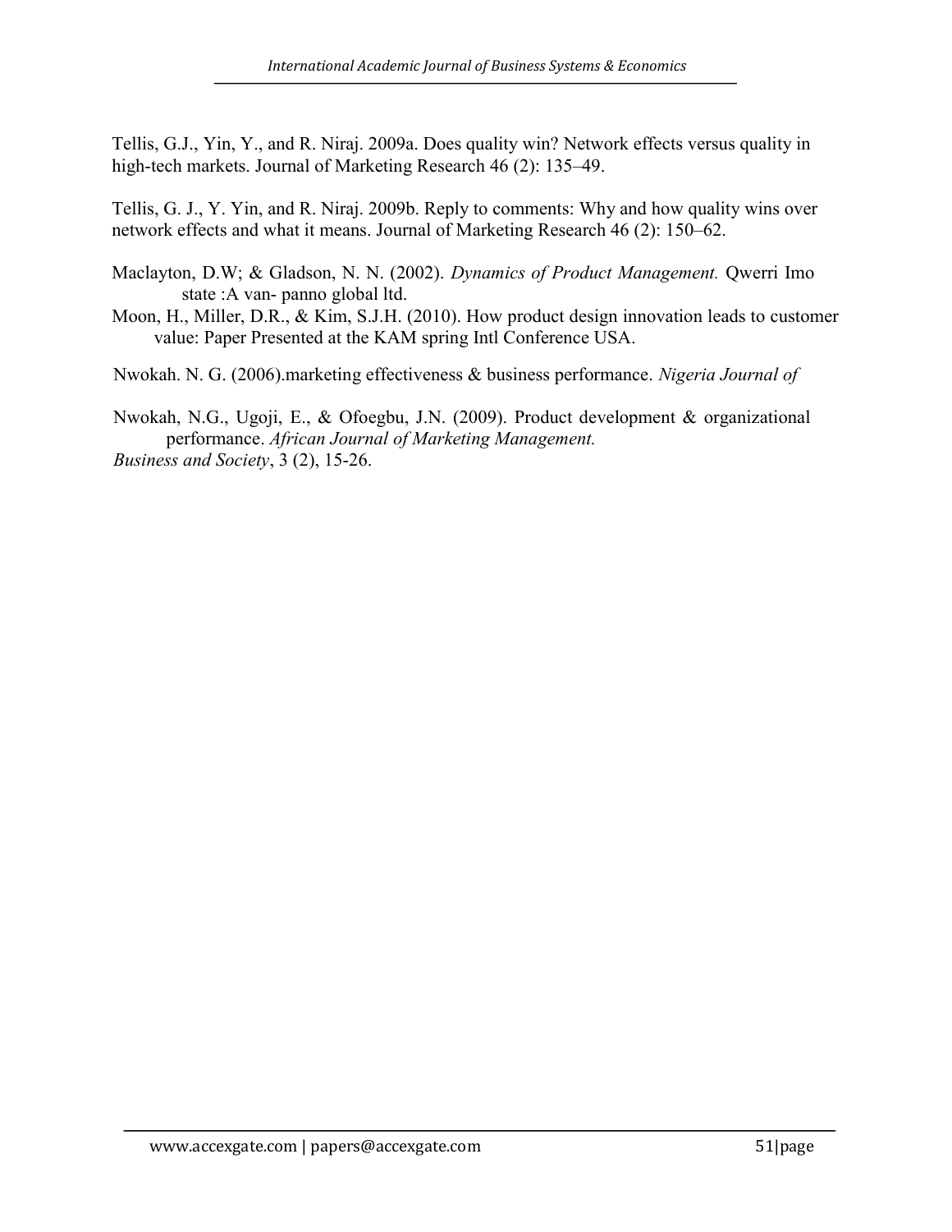Tellis, G.J., Yin, Y., and R. Niraj. 2009a. Does quality win? Network effects versus quality in high-tech markets. Journal of Marketing Research 46 (2): 135–49.

Tellis, G. J., Y. Yin, and R. Niraj. 2009b. Reply to comments: Why and how quality wins over network effects and what it means. Journal of Marketing Research 46 (2): 150–62.

Maclayton, D.W; & Gladson, N. N. (2002). *Dynamics of Product Management.* Qwerri Imo state :A van- panno global ltd.

Moon, H., Miller, D.R., & Kim, S.J.H. (2010). How product design innovation leads to customer value: Paper Presented at the KAM spring Intl Conference USA.

Nwokah. N. G. (2006).marketing effectiveness & business performance. *Nigeria Journal of*

Nwokah, N.G., Ugoji, E., & Ofoegbu, J.N. (2009). Product development & organizational performance. *African Journal of Marketing Management.*
*Business and Society*, 3 (2), 15-26.